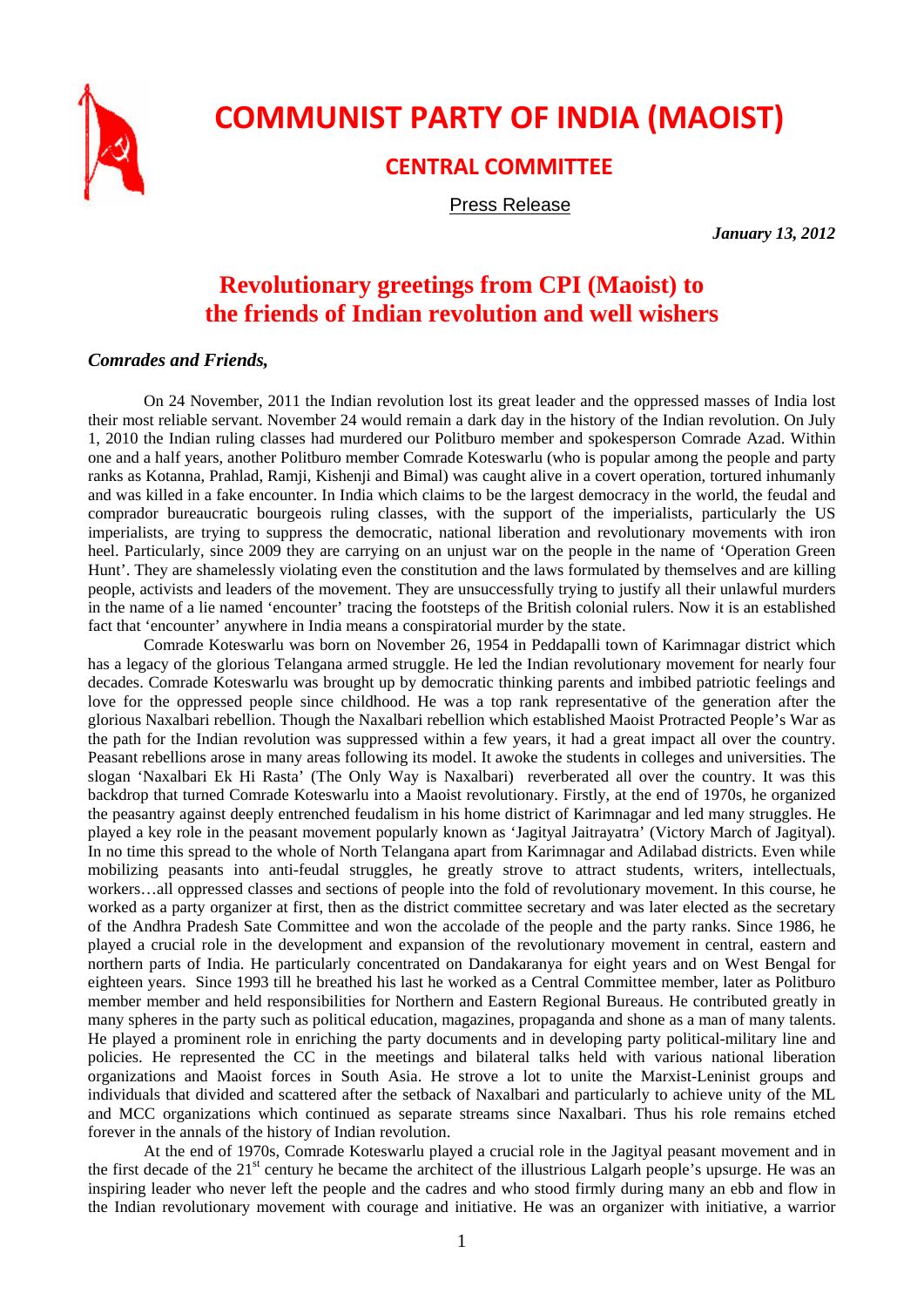# COMMUNIST PARTY OF INDIA (MAOIST)

## CENTRAL COMMITTEE

Press Release

***January 13, 2012***

## Revolutionary greetings from CPI (Maoist) to the friends of Indian revolution and well wishers

***Comrades and Friends,***

On 24 November, 2011 the Indian revolution lost its great leader and the oppressed masses of India lost their most reliable servant. November 24 would remain a dark day in the history of the Indian revolution. On July 1, 2010 the Indian ruling classes had murdered our Politburo member and spokesperson Comrade Azad. Within one and a half years, another Politburo member Comrade Koteswarlu (who is popular among the people and party ranks as Kotanna, Prahlad, Ramji, Kishenji and Bimal) was caught alive in a covert operation, tortured inhumanly and was killed in a fake encounter. In India which claims to be the largest democracy in the world, the feudal and comprador bureaucratic bourgeois ruling classes, with the support of the imperialists, particularly the US imperialists, are trying to suppress the democratic, national liberation and revolutionary movements with iron heel. Particularly, since 2009 they are carrying on an unjust war on the people in the name of 'Operation Green Hunt'. They are shamelessly violating even the constitution and the laws formulated by themselves and are killing people, activists and leaders of the movement. They are unsuccessfully trying to justify all their unlawful murders in the name of a lie named 'encounter' tracing the footsteps of the British colonial rulers. Now it is an established fact that 'encounter' anywhere in India means a conspiratorial murder by the state.

Comrade Koteswarlu was born on November 26, 1954 in Peddapalli town of Karimnagar district which has a legacy of the glorious Telangana armed struggle. He led the Indian revolutionary movement for nearly four decades. Comrade Koteswarlu was brought up by democratic thinking parents and imbibed patriotic feelings and love for the oppressed people since childhood. He was a top rank representative of the generation after the glorious Naxalbari rebellion. Though the Naxalbari rebellion which established Maoist Protracted People's War as the path for the Indian revolution was suppressed within a few years, it had a great impact all over the country. Peasant rebellions arose in many areas following its model. It awoke the students in colleges and universities. The slogan 'Naxalbari Ek Hi Rasta' (The Only Way is Naxalbari) reverberated all over the country. It was this backdrop that turned Comrade Koteswarlu into a Maoist revolutionary. Firstly, at the end of 1970s, he organized the peasantry against deeply entrenched feudalism in his home district of Karimnagar and led many struggles. He played a key role in the peasant movement popularly known as 'Jagityal Jaitrayatra' (Victory March of Jagityal). In no time this spread to the whole of North Telangana apart from Karimnagar and Adilabad districts. Even while mobilizing peasants into anti-feudal struggles, he greatly strove to attract students, writers, intellectuals, workers…all oppressed classes and sections of people into the fold of revolutionary movement. In this course, he worked as a party organizer at first, then as the district committee secretary and was later elected as the secretary of the Andhra Pradesh Sate Committee and won the accolade of the people and the party ranks. Since 1986, he played a crucial role in the development and expansion of the revolutionary movement in central, eastern and northern parts of India. He particularly concentrated on Dandakaranya for eight years and on West Bengal for eighteen years. Since 1993 till he breathed his last he worked as a Central Committee member, later as Politburo member member and held responsibilities for Northern and Eastern Regional Bureaus. He contributed greatly in many spheres in the party such as political education, magazines, propaganda and shone as a man of many talents. He played a prominent role in enriching the party documents and in developing party political-military line and policies. He represented the CC in the meetings and bilateral talks held with various national liberation organizations and Maoist forces in South Asia. He strove a lot to unite the Marxist-Leninist groups and individuals that divided and scattered after the setback of Naxalbari and particularly to achieve unity of the ML and MCC organizations which continued as separate streams since Naxalbari. Thus his role remains etched forever in the annals of the history of Indian revolution.

At the end of 1970s, Comrade Koteswarlu played a crucial role in the Jagityal peasant movement and in the first decade of the 21st century he became the architect of the illustrious Lalgarh people's upsurge. He was an inspiring leader who never left the people and the cadres and who stood firmly during many an ebb and flow in the Indian revolutionary movement with courage and initiative. He was an organizer with initiative, a warrior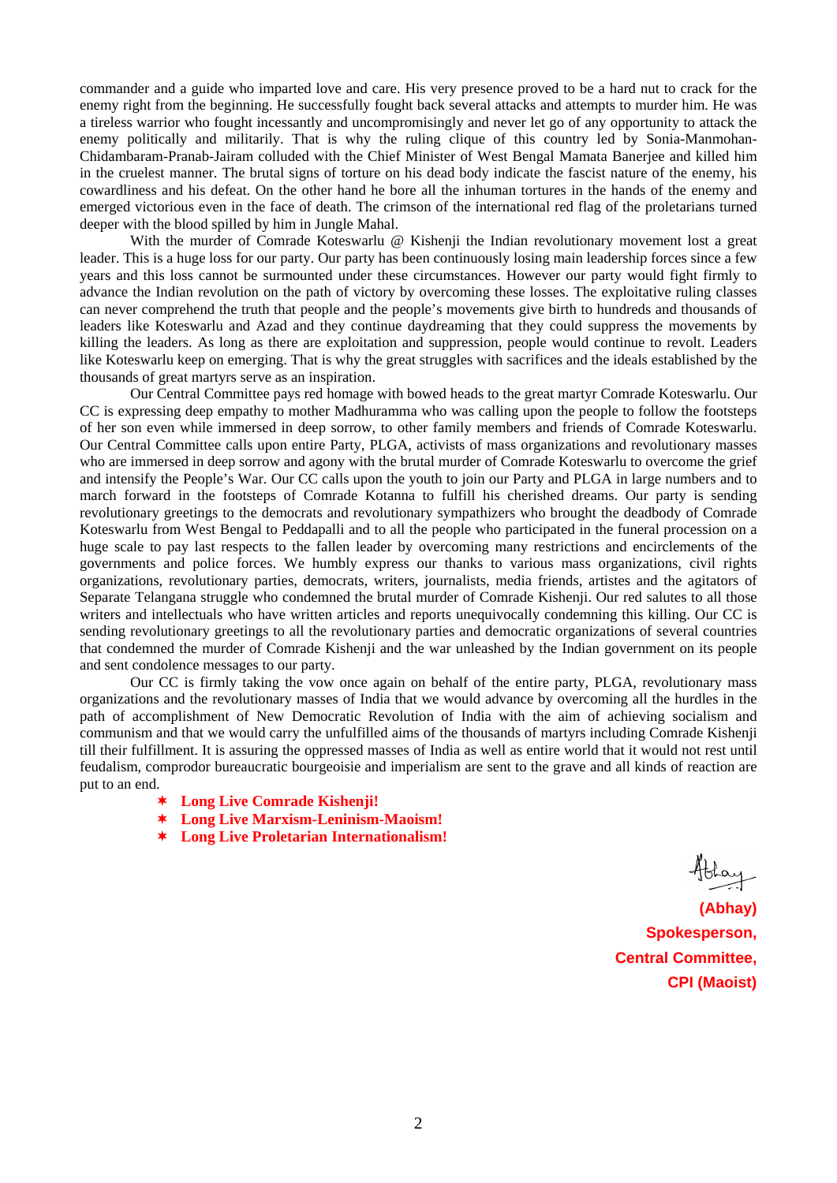commander and a guide who imparted love and care. His very presence proved to be a hard nut to crack for the enemy right from the beginning. He successfully fought back several attacks and attempts to murder him. He was a tireless warrior who fought incessantly and uncompromisingly and never let go of any opportunity to attack the enemy politically and militarily. That is why the ruling clique of this country led by Sonia-Manmohan-Chidambaram-Pranab-Jairam colluded with the Chief Minister of West Bengal Mamata Banerjee and killed him in the cruelest manner. The brutal signs of torture on his dead body indicate the fascist nature of the enemy, his cowardliness and his defeat. On the other hand he bore all the inhuman tortures in the hands of the enemy and emerged victorious even in the face of death. The crimson of the international red flag of the proletarians turned deeper with the blood spilled by him in Jungle Mahal.

With the murder of Comrade Koteswarlu @ Kishenji the Indian revolutionary movement lost a great leader. This is a huge loss for our party. Our party has been continuously losing main leadership forces since a few years and this loss cannot be surmounted under these circumstances. However our party would fight firmly to advance the Indian revolution on the path of victory by overcoming these losses. The exploitative ruling classes can never comprehend the truth that people and the people's movements give birth to hundreds and thousands of leaders like Koteswarlu and Azad and they continue daydreaming that they could suppress the movements by killing the leaders. As long as there are exploitation and suppression, people would continue to revolt. Leaders like Koteswarlu keep on emerging. That is why the great struggles with sacrifices and the ideals established by the thousands of great martyrs serve as an inspiration.

Our Central Committee pays red homage with bowed heads to the great martyr Comrade Koteswarlu. Our CC is expressing deep empathy to mother Madhuramma who was calling upon the people to follow the footsteps of her son even while immersed in deep sorrow, to other family members and friends of Comrade Koteswarlu. Our Central Committee calls upon entire Party, PLGA, activists of mass organizations and revolutionary masses who are immersed in deep sorrow and agony with the brutal murder of Comrade Koteswarlu to overcome the grief and intensify the People's War. Our CC calls upon the youth to join our Party and PLGA in large numbers and to march forward in the footsteps of Comrade Kotanna to fulfill his cherished dreams. Our party is sending revolutionary greetings to the democrats and revolutionary sympathizers who brought the deadbody of Comrade Koteswarlu from West Bengal to Peddapalli and to all the people who participated in the funeral procession on a huge scale to pay last respects to the fallen leader by overcoming many restrictions and encirclements of the governments and police forces. We humbly express our thanks to various mass organizations, civil rights organizations, revolutionary parties, democrats, writers, journalists, media friends, artistes and the agitators of Separate Telangana struggle who condemned the brutal murder of Comrade Kishenji. Our red salutes to all those writers and intellectuals who have written articles and reports unequivocally condemning this killing. Our CC is sending revolutionary greetings to all the revolutionary parties and democratic organizations of several countries that condemned the murder of Comrade Kishenji and the war unleashed by the Indian government on its people and sent condolence messages to our party.

Our CC is firmly taking the vow once again on behalf of the entire party, PLGA, revolutionary mass organizations and the revolutionary masses of India that we would advance by overcoming all the hurdles in the path of accomplishment of New Democratic Revolution of India with the aim of achieving socialism and communism and that we would carry the unfulfilled aims of the thousands of martyrs including Comrade Kishenji till their fulfillment. It is assuring the oppressed masses of India as well as entire world that it would not rest until feudalism, comprodor bureaucratic bourgeoisie and imperialism are sent to the grave and all kinds of reaction are put to an end.

- **Long Live Comrade Kishenji!**
- **Long Live Marxism-Leninism-Maoism!**
- **Long Live Proletarian Internationalism!**

Abhay

**(Abhay)**
**Spokesperson,**
**Central Committee,**
**CPI (Maoist)**